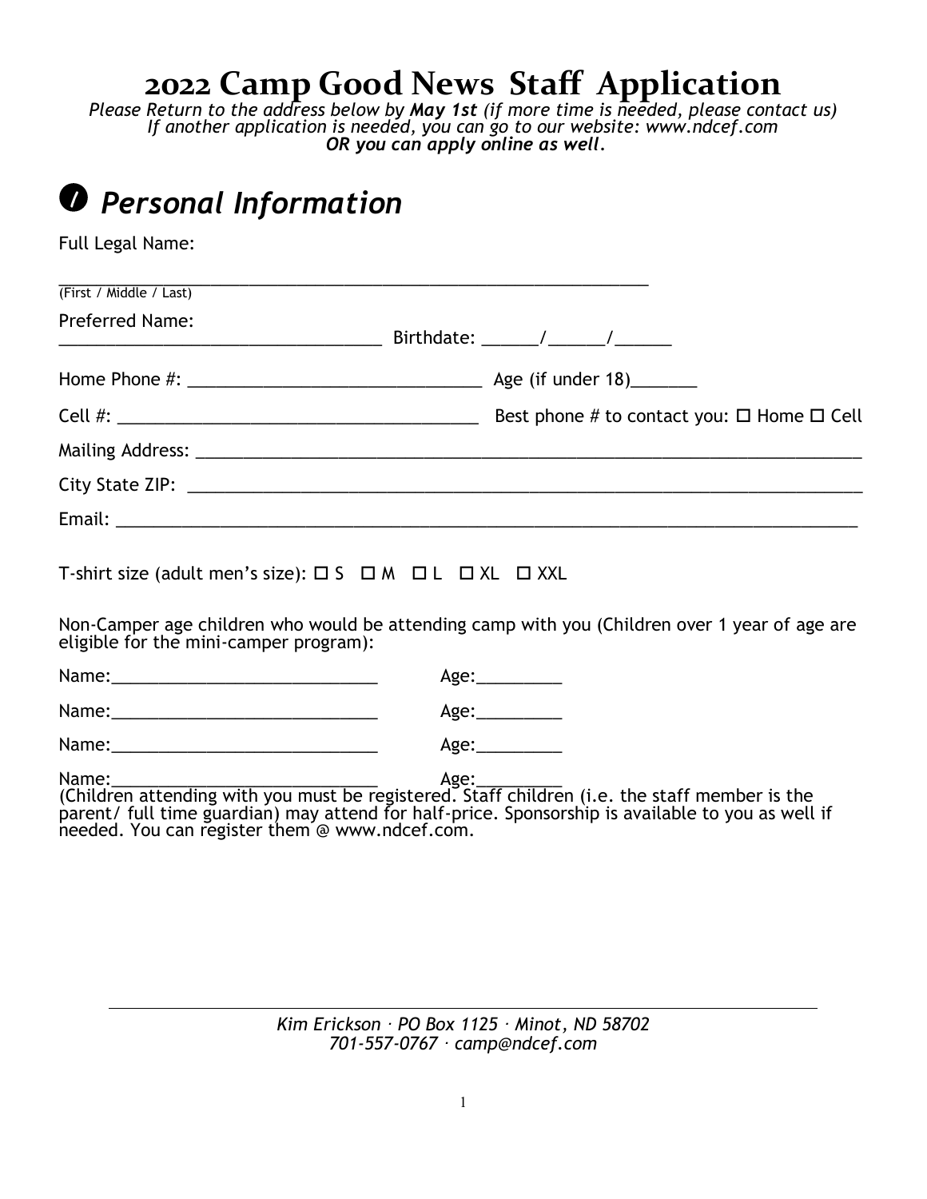# 2022 Camp Good News Staff Application

*Please Return to the address below by **May 1st** (if more time is needed, please contact us)*
*If another application is needed, you can go to our website: www.ndcef.com*
***OR you can apply online as well.***

## ❶ *Personal Information*

Full Legal Name:

_____________________________________________________________
(First / Middle / Last)

Preferred Name: _________________________________ Birthdate: ______/______/______

Home Phone #: _____________________________ Age (if under 18)_______

Cell #: ____________________________________ Best phone # to contact you: ☐ Home ☐ Cell

Mailing Address: ______________________________________________________________

City State ZIP: ________________________________________________________________

Email: ________________________________________________________________________

T-shirt size (adult men's size): ☐ S ☐ M ☐ L ☐ XL ☐ XXL

Non-Camper age children who would be attending camp with you (Children over 1 year of age are eligible for the mini-camper program):

Name:___________________________ Age:_________

Name:___________________________ Age:_________

Name:___________________________ Age:_________

Name:___________________________ Age:_________

(Children attending with you must be registered. Staff children (i.e. the staff member is the parent/ full time guardian) may attend for half-price. Sponsorship is available to you as well if needed. You can register them @ www.ndcef.com.

*Kim Erickson · PO Box 1125 · Minot, ND 58702*
*701-557-0767 · camp@ndcef.com*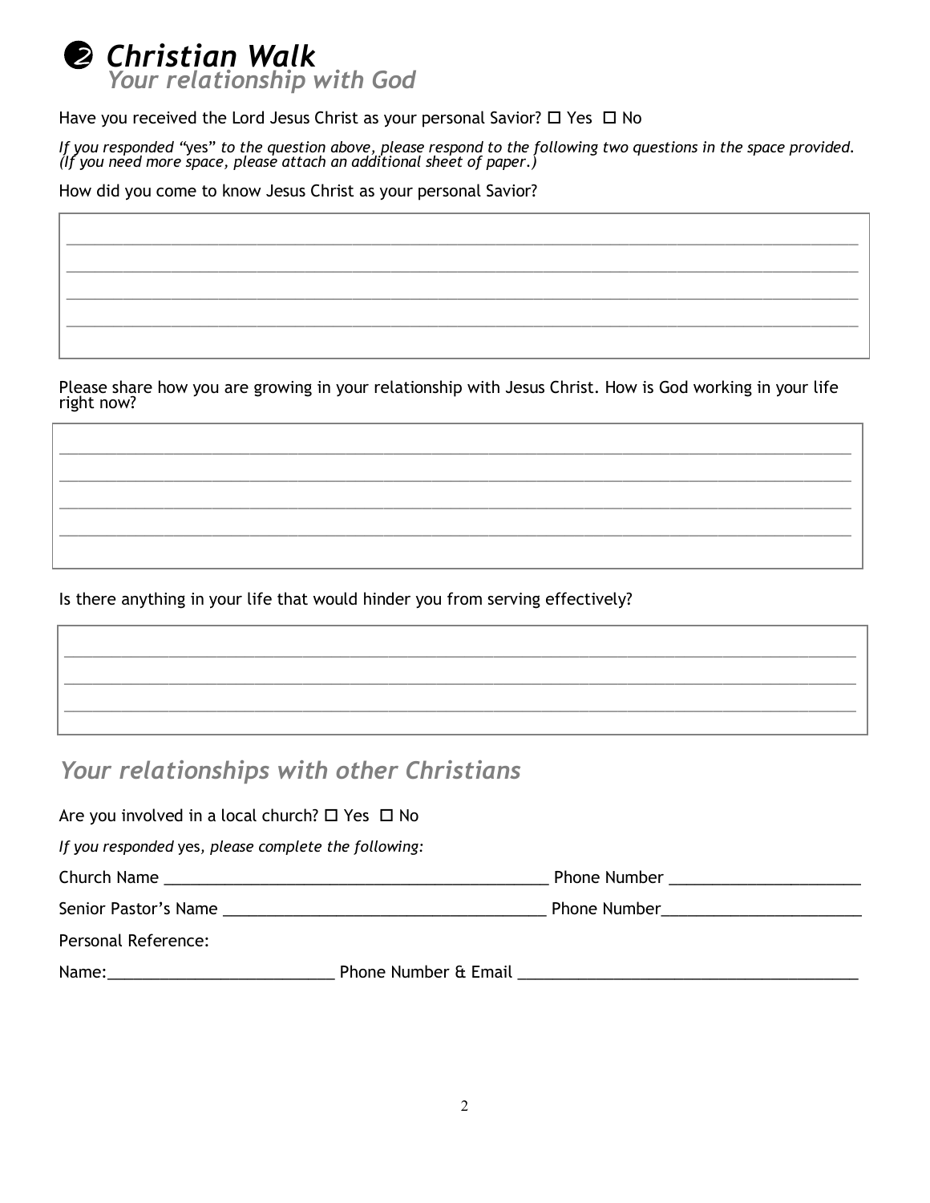## ❷ *Christian Walk*

### *Your relationship with God*

Have you received the Lord Jesus Christ as your personal Savior? ☐ Yes ☐ No

*If you responded "yes" to the question above, please respond to the following two questions in the space provided. (If you need more space, please attach an additional sheet of paper.)*

How did you come to know Jesus Christ as your personal Savior?

_______________________________________________________________________________

_______________________________________________________________________________

_______________________________________________________________________________

_______________________________________________________________________________

Please share how you are growing in your relationship with Jesus Christ. How is God working in your life right now?

_______________________________________________________________________________

_______________________________________________________________________________

_______________________________________________________________________________

_______________________________________________________________________________

Is there anything in your life that would hinder you from serving effectively?

_______________________________________________________________________________

_______________________________________________________________________________

_______________________________________________________________________________

### *Your relationships with other Christians*

Are you involved in a local church? ☐ Yes ☐ No

*If you responded* yes, *please complete the following:*

Church Name ____________________________________________ Phone Number _____________________

Senior Pastor's Name ____________________________________ Phone Number______________________

Personal Reference:

Name:_________________________ Phone Number & Email ______________________________________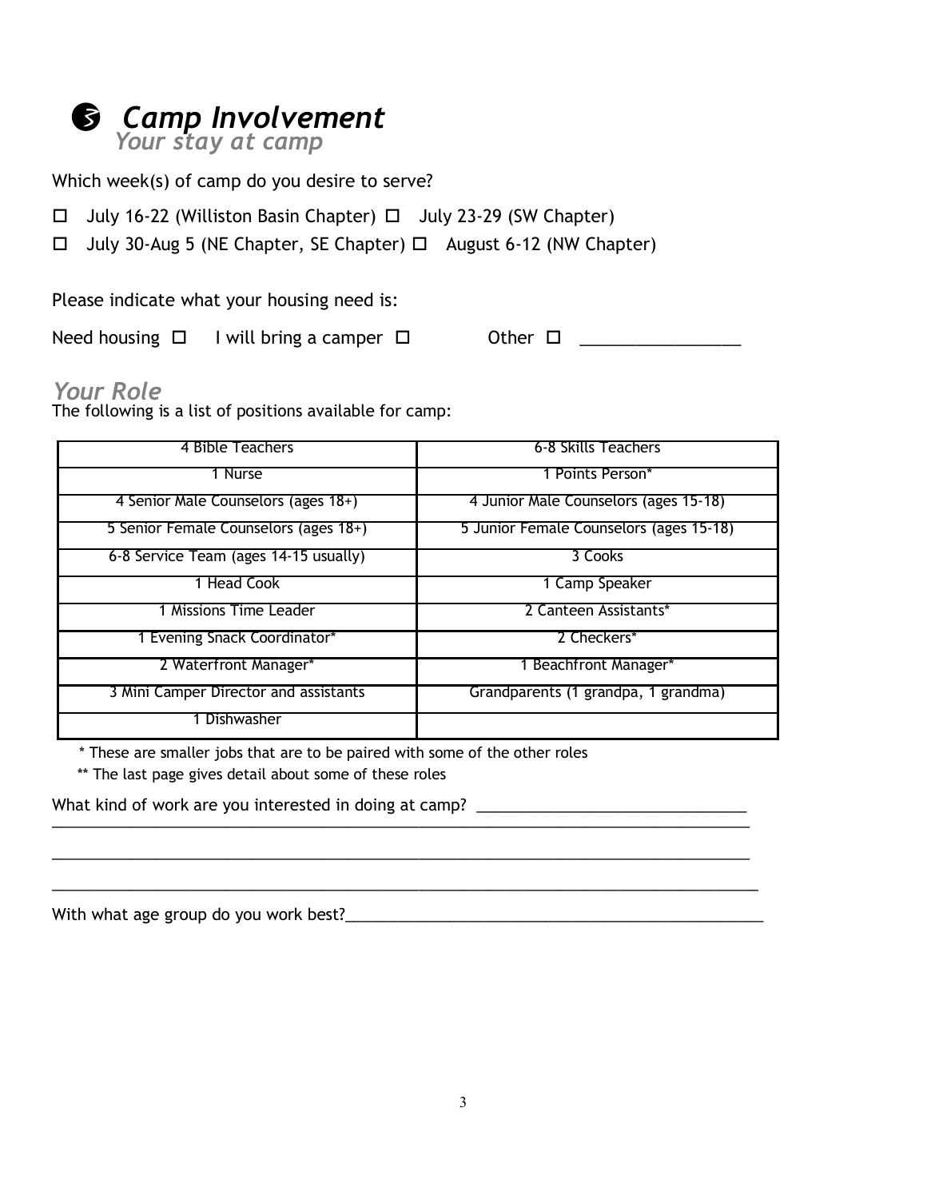## Camp Involvement

### *Your stay at camp*

Which week(s) of camp do you desire to serve?

☐ July 16-22 (Williston Basin Chapter) ☐ July 23-29 (SW Chapter)

☐ July 30-Aug 5 (NE Chapter, SE Chapter) ☐ August 6-12 (NW Chapter)

Please indicate what your housing need is:

Need housing ☐ I will bring a camper ☐ Other ☐ _________________

### *Your Role*

The following is a list of positions available for camp:

| | |
|---|---|
| 4 Bible Teachers | 6-8 Skills Teachers |
| 1 Nurse | 1 Points Person* |
| 4 Senior Male Counselors (ages 18+) | 4 Junior Male Counselors (ages 15-18) |
| 5 Senior Female Counselors (ages 18+) | 5 Junior Female Counselors (ages 15-18) |
| 6-8 Service Team (ages 14-15 usually) | 3 Cooks |
| 1 Head Cook | 1 Camp Speaker |
| 1 Missions Time Leader | 2 Canteen Assistants* |
| 1 Evening Snack Coordinator* | 2 Checkers* |
| 2 Waterfront Manager* | 1 Beachfront Manager* |
| 3 Mini Camper Director and assistants | Grandparents (1 grandpa, 1 grandma) |
| 1 Dishwasher | |

\* These are smaller jobs that are to be paired with some of the other roles

\** The last page gives detail about some of these roles

What kind of work are you interested in doing at camp? _______________________________
_________________________________________________________________________________
_________________________________________________________________________________
_________________________________________________________________________________

With what age group do you work best?_________________________________________________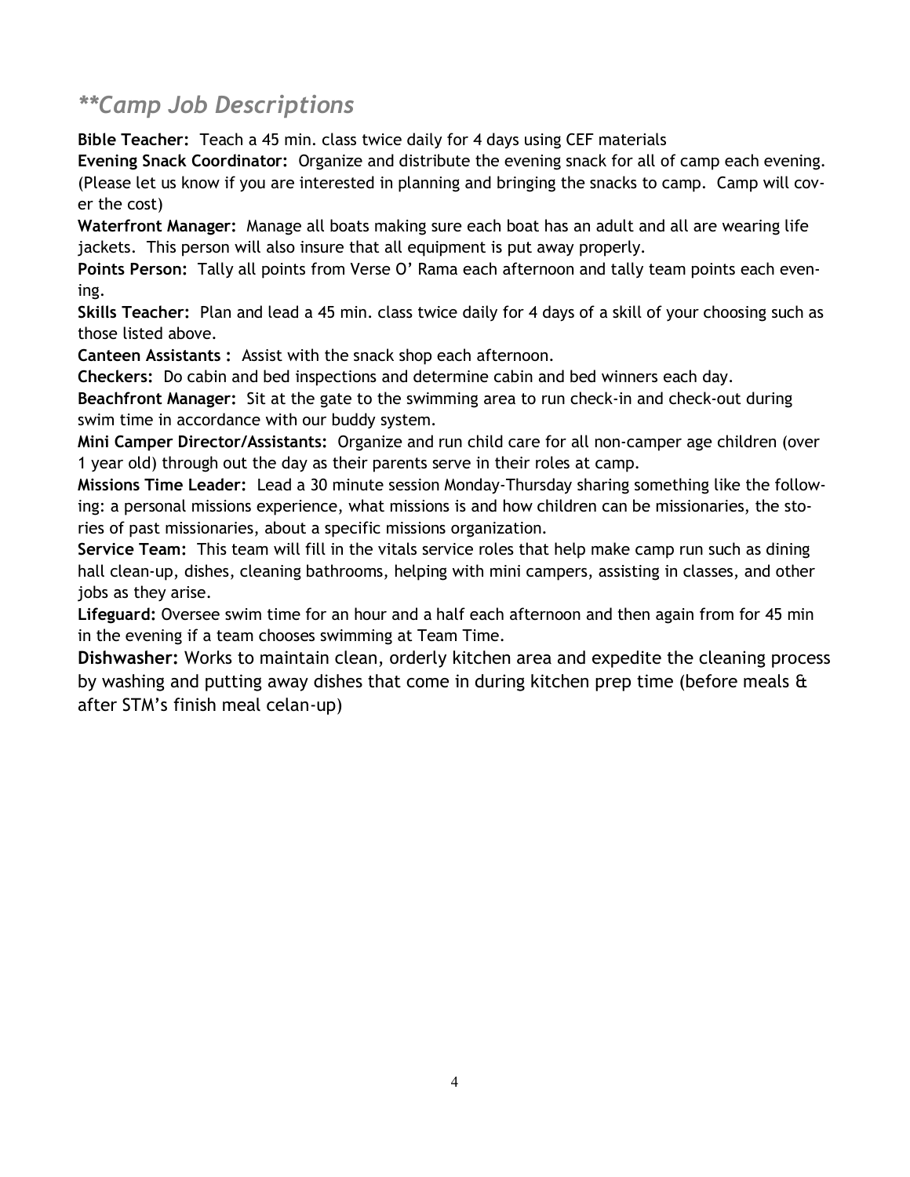## ***Camp Job Descriptions*

**Bible Teacher:** Teach a 45 min. class twice daily for 4 days using CEF materials

**Evening Snack Coordinator:** Organize and distribute the evening snack for all of camp each evening. (Please let us know if you are interested in planning and bringing the snacks to camp. Camp will cover the cost)

**Waterfront Manager:** Manage all boats making sure each boat has an adult and all are wearing life jackets. This person will also insure that all equipment is put away properly.

**Points Person:** Tally all points from Verse O' Rama each afternoon and tally team points each evening.

**Skills Teacher:** Plan and lead a 45 min. class twice daily for 4 days of a skill of your choosing such as those listed above.

**Canteen Assistants :** Assist with the snack shop each afternoon.

**Checkers:** Do cabin and bed inspections and determine cabin and bed winners each day.

**Beachfront Manager:** Sit at the gate to the swimming area to run check-in and check-out during swim time in accordance with our buddy system.

**Mini Camper Director/Assistants:** Organize and run child care for all non-camper age children (over 1 year old) through out the day as their parents serve in their roles at camp.

**Missions Time Leader:** Lead a 30 minute session Monday-Thursday sharing something like the following: a personal missions experience, what missions is and how children can be missionaries, the stories of past missionaries, about a specific missions organization.

**Service Team:** This team will fill in the vitals service roles that help make camp run such as dining hall clean-up, dishes, cleaning bathrooms, helping with mini campers, assisting in classes, and other jobs as they arise.

**Lifeguard:** Oversee swim time for an hour and a half each afternoon and then again from for 45 min in the evening if a team chooses swimming at Team Time.

**Dishwasher:** Works to maintain clean, orderly kitchen area and expedite the cleaning process by washing and putting away dishes that come in during kitchen prep time (before meals & after STM's finish meal celan-up)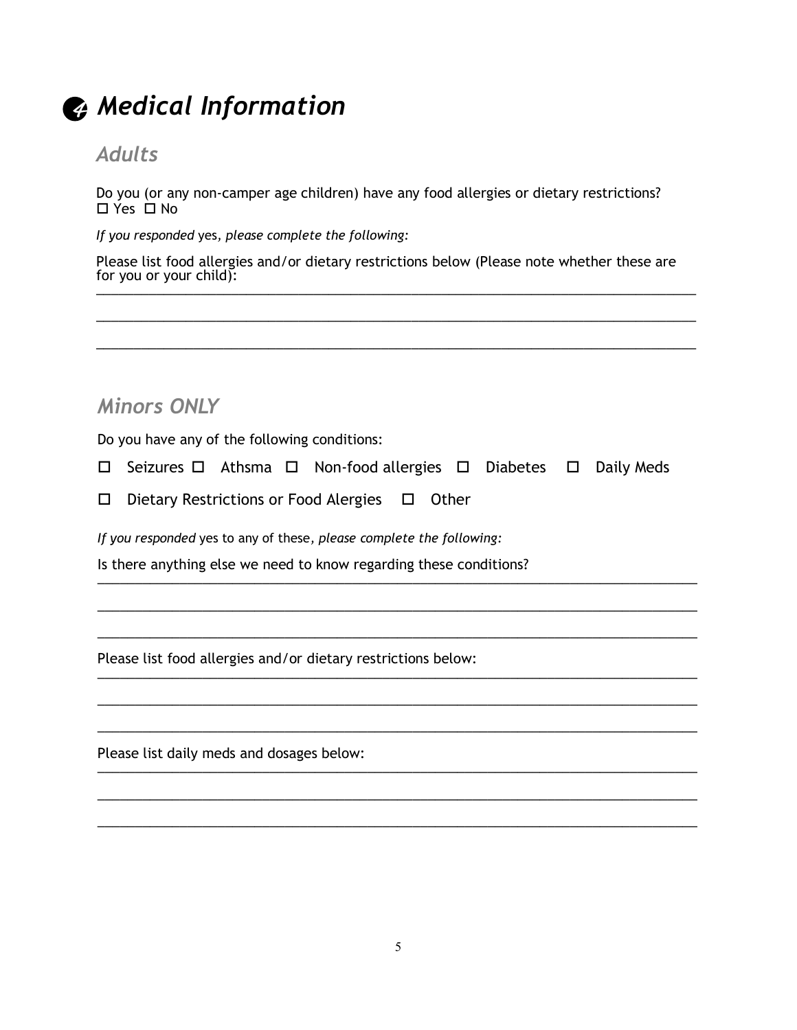# ❹ *Medical Information*

## *Adults*

Do you (or any non-camper age children) have any food allergies or dietary restrictions?
☐ Yes ☐ No

*If you responded* yes*, please complete the following:*

Please list food allergies and/or dietary restrictions below (Please note whether these are for you or your child):
______________________________________________________________________________

______________________________________________________________________________

______________________________________________________________________________

## *Minors ONLY*

Do you have any of the following conditions:

☐ Seizures ☐ Athsma ☐ Non-food allergies ☐ Diabetes ☐ Daily Meds

☐ Dietary Restrictions or Food Alergies ☐ Other

*If you responded* yes to any of these*, please complete the following:*

Is there anything else we need to know regarding these conditions?
______________________________________________________________________________

______________________________________________________________________________

______________________________________________________________________________

Please list food allergies and/or dietary restrictions below:
______________________________________________________________________________

______________________________________________________________________________

______________________________________________________________________________

Please list daily meds and dosages below:
______________________________________________________________________________

______________________________________________________________________________

______________________________________________________________________________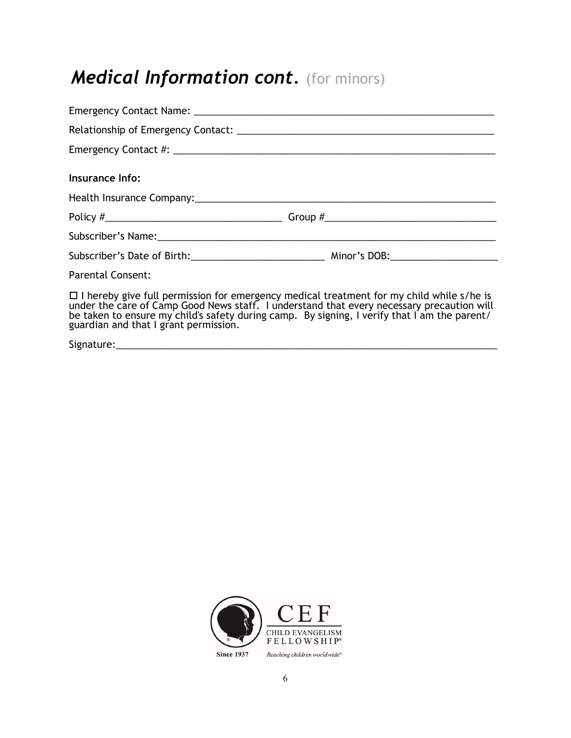# *Medical Information cont.* (for minors)

Emergency Contact Name: ___________________________________________________________

Relationship of Emergency Contact: __________________________________________________

Emergency Contact #: _______________________________________________________________

**Insurance Info:**

Health Insurance Company:____________________________________________________________

Policy #__________________________________ Group #_________________________________

Subscriber's Name:__________________________________________________________________

Subscriber's Date of Birth:_________________________ Minor's DOB:____________________

Parental Consent:

☐ I hereby give full permission for emergency medical treatment for my child while s/he is under the care of Camp Good News staff. I understand that every necessary precaution will be taken to ensure my child's safety during camp. By signing, I verify that I am the parent/guardian and that I grant permission.

Signature:__________________________________________________________________________

CEF
CHILD EVANGELISM FELLOWSHIP®
Since 1937
Reaching children worldwide℠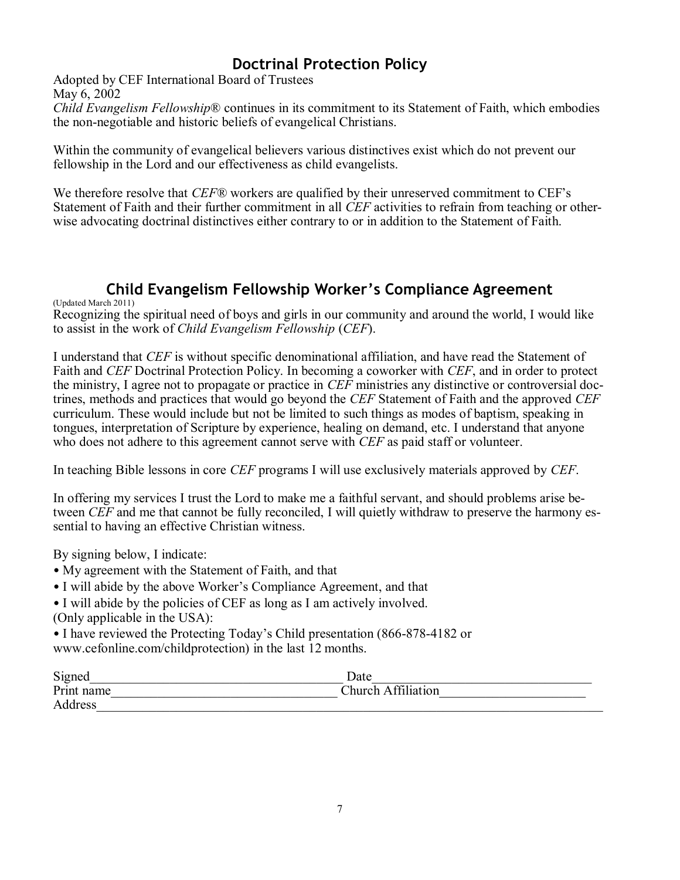## Doctrinal Protection Policy

Adopted by CEF International Board of Trustees
May 6, 2002
*Child Evangelism Fellowship*® continues in its commitment to its Statement of Faith, which embodies the non-negotiable and historic beliefs of evangelical Christians.

Within the community of evangelical believers various distinctives exist which do not prevent our fellowship in the Lord and our effectiveness as child evangelists.

We therefore resolve that *CEF*® workers are qualified by their unreserved commitment to CEF's Statement of Faith and their further commitment in all *CEF* activities to refrain from teaching or otherwise advocating doctrinal distinctives either contrary to or in addition to the Statement of Faith.

## Child Evangelism Fellowship Worker's Compliance Agreement

(Updated March 2011)
Recognizing the spiritual need of boys and girls in our community and around the world, I would like to assist in the work of *Child Evangelism Fellowship* (*CEF*).

I understand that *CEF* is without specific denominational affiliation, and have read the Statement of Faith and *CEF* Doctrinal Protection Policy. In becoming a coworker with *CEF*, and in order to protect the ministry, I agree not to propagate or practice in *CEF* ministries any distinctive or controversial doctrines, methods and practices that would go beyond the *CEF* Statement of Faith and the approved *CEF* curriculum. These would include but not be limited to such things as modes of baptism, speaking in tongues, interpretation of Scripture by experience, healing on demand, etc. I understand that anyone who does not adhere to this agreement cannot serve with *CEF* as paid staff or volunteer.

In teaching Bible lessons in core *CEF* programs I will use exclusively materials approved by *CEF*.

In offering my services I trust the Lord to make me a faithful servant, and should problems arise between *CEF* and me that cannot be fully reconciled, I will quietly withdraw to preserve the harmony essential to having an effective Christian witness.

By signing below, I indicate:

- My agreement with the Statement of Faith, and that
- I will abide by the above Worker's Compliance Agreement, and that
- I will abide by the policies of CEF as long as I am actively involved.

(Only applicable in the USA):

- I have reviewed the Protecting Today's Child presentation (866-878-4182 or www.cefonline.com/childprotection) in the last 12 months.

Signed\_\_\_\_\_\_\_\_\_\_\_\_\_\_\_\_\_\_\_\_\_\_\_\_\_\_\_\_\_\_\_\_\_\_\_\_ Date\_\_\_\_\_\_\_\_\_\_\_\_\_\_\_\_\_\_\_\_\_\_\_\_\_\_\_\_\_\_\_\_\_\_
Print name\_\_\_\_\_\_\_\_\_\_\_\_\_\_\_\_\_\_\_\_\_\_\_\_\_\_\_\_\_\_\_\_\_ Church Affiliation\_\_\_\_\_\_\_\_\_\_\_\_\_\_\_\_\_\_\_\_\_\_
Address\_\_\_\_\_\_\_\_\_\_\_\_\_\_\_\_\_\_\_\_\_\_\_\_\_\_\_\_\_\_\_\_\_\_\_\_\_\_\_\_\_\_\_\_\_\_\_\_\_\_\_\_\_\_\_\_\_\_\_\_\_\_\_\_\_\_\_\_\_\_\_\_\_\_\_\_\_\_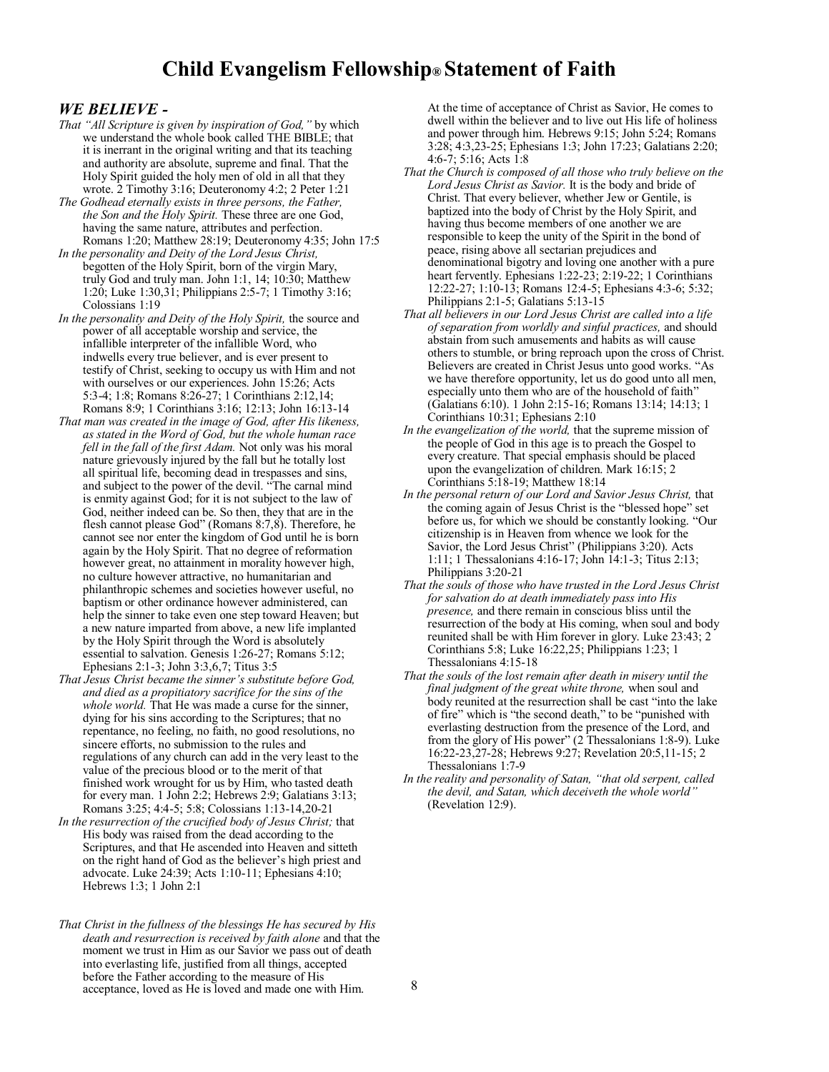# Child Evangelism Fellowship® Statement of Faith

## *WE BELIEVE -*

*That "All Scripture is given by inspiration of God,"* by which we understand the whole book called THE BIBLE; that it is inerrant in the original writing and that its teaching and authority are absolute, supreme and final. That the Holy Spirit guided the holy men of old in all that they wrote. 2 Timothy 3:16; Deuteronomy 4:2; 2 Peter 1:21

*The Godhead eternally exists in three persons, the Father, the Son and the Holy Spirit.* These three are one God, having the same nature, attributes and perfection. Romans 1:20; Matthew 28:19; Deuteronomy 4:35; John 17:5

*In the personality and Deity of the Lord Jesus Christ,* begotten of the Holy Spirit, born of the virgin Mary, truly God and truly man. John 1:1, 14; 10:30; Matthew 1:20; Luke 1:30,31; Philippians 2:5-7; 1 Timothy 3:16; Colossians 1:19

*In the personality and Deity of the Holy Spirit,* the source and power of all acceptable worship and service, the infallible interpreter of the infallible Word, who indwells every true believer, and is ever present to testify of Christ, seeking to occupy us with Him and not with ourselves or our experiences. John 15:26; Acts 5:3-4; 1:8; Romans 8:26-27; 1 Corinthians 2:12,14; Romans 8:9; 1 Corinthians 3:16; 12:13; John 16:13-14

*That man was created in the image of God, after His likeness, as stated in the Word of God, but the whole human race fell in the fall of the first Adam.* Not only was his moral nature grievously injured by the fall but he totally lost all spiritual life, becoming dead in trespasses and sins, and subject to the power of the devil. "The carnal mind is enmity against God; for it is not subject to the law of God, neither indeed can be. So then, they that are in the flesh cannot please God" (Romans 8:7,8). Therefore, he cannot see nor enter the kingdom of God until he is born again by the Holy Spirit. That no degree of reformation however great, no attainment in morality however high, no culture however attractive, no humanitarian and philanthropic schemes and societies however useful, no baptism or other ordinance however administered, can help the sinner to take even one step toward Heaven; but a new nature imparted from above, a new life implanted by the Holy Spirit through the Word is absolutely essential to salvation. Genesis 1:26-27; Romans 5:12; Ephesians 2:1-3; John 3:3,6,7; Titus 3:5

*That Jesus Christ became the sinner's substitute before God, and died as a propitiatory sacrifice for the sins of the whole world.* That He was made a curse for the sinner, dying for his sins according to the Scriptures; that no repentance, no feeling, no faith, no good resolutions, no sincere efforts, no submission to the rules and regulations of any church can add in the very least to the value of the precious blood or to the merit of that finished work wrought for us by Him, who tasted death for every man. 1 John 2:2; Hebrews 2:9; Galatians 3:13; Romans 3:25; 4:4-5; 5:8; Colossians 1:13-14,20-21

*In the resurrection of the crucified body of Jesus Christ;* that His body was raised from the dead according to the Scriptures, and that He ascended into Heaven and sitteth on the right hand of God as the believer's high priest and advocate. Luke 24:39; Acts 1:10-11; Ephesians 4:10; Hebrews 1:3; 1 John 2:1

*That Christ in the fullness of the blessings He has secured by His death and resurrection is received by faith alone* and that the moment we trust in Him as our Savior we pass out of death into everlasting life, justified from all things, accepted before the Father according to the measure of His acceptance, loved as He is loved and made one with Him. At the time of acceptance of Christ as Savior, He comes to dwell within the believer and to live out His life of holiness and power through him. Hebrews 9:15; John 5:24; Romans 3:28; 4:3,23-25; Ephesians 1:3; John 17:23; Galatians 2:20; 4:6-7; 5:16; Acts 1:8

*That the Church is composed of all those who truly believe on the Lord Jesus Christ as Savior.* It is the body and bride of Christ. That every believer, whether Jew or Gentile, is baptized into the body of Christ by the Holy Spirit, and having thus become members of one another we are responsible to keep the unity of the Spirit in the bond of peace, rising above all sectarian prejudices and denominational bigotry and loving one another with a pure heart fervently. Ephesians 1:22-23; 2:19-22; 1 Corinthians 12:22-27; 1:10-13; Romans 12:4-5; Ephesians 4:3-6; 5:32; Philippians 2:1-5; Galatians 5:13-15

*That all believers in our Lord Jesus Christ are called into a life of separation from worldly and sinful practices,* and should abstain from such amusements and habits as will cause others to stumble, or bring reproach upon the cross of Christ. Believers are created in Christ Jesus unto good works. "As we have therefore opportunity, let us do good unto all men, especially unto them who are of the household of faith" (Galatians 6:10). 1 John 2:15-16; Romans 13:14; 14:13; 1 Corinthians 10:31; Ephesians 2:10

*In the evangelization of the world,* that the supreme mission of the people of God in this age is to preach the Gospel to every creature. That special emphasis should be placed upon the evangelization of children. Mark 16:15; 2 Corinthians 5:18-19; Matthew 18:14

*In the personal return of our Lord and Savior Jesus Christ,* that the coming again of Jesus Christ is the "blessed hope" set before us, for which we should be constantly looking. "Our citizenship is in Heaven from whence we look for the Savior, the Lord Jesus Christ" (Philippians 3:20). Acts 1:11; 1 Thessalonians 4:16-17; John 14:1-3; Titus 2:13; Philippians 3:20-21

*That the souls of those who have trusted in the Lord Jesus Christ for salvation do at death immediately pass into His presence,* and there remain in conscious bliss until the resurrection of the body at His coming, when soul and body reunited shall be with Him forever in glory. Luke 23:43; 2 Corinthians 5:8; Luke 16:22,25; Philippians 1:23; 1 Thessalonians 4:15-18

*That the souls of the lost remain after death in misery until the final judgment of the great white throne,* when soul and body reunited at the resurrection shall be cast "into the lake of fire" which is "the second death," to be "punished with everlasting destruction from the presence of the Lord, and from the glory of His power" (2 Thessalonians 1:8-9). Luke 16:22-23,27-28; Hebrews 9:27; Revelation 20:5,11-15; 2 Thessalonians 1:7-9

*In the reality and personality of Satan, "that old serpent, called the devil, and Satan, which deceiveth the whole world"* (Revelation 12:9).